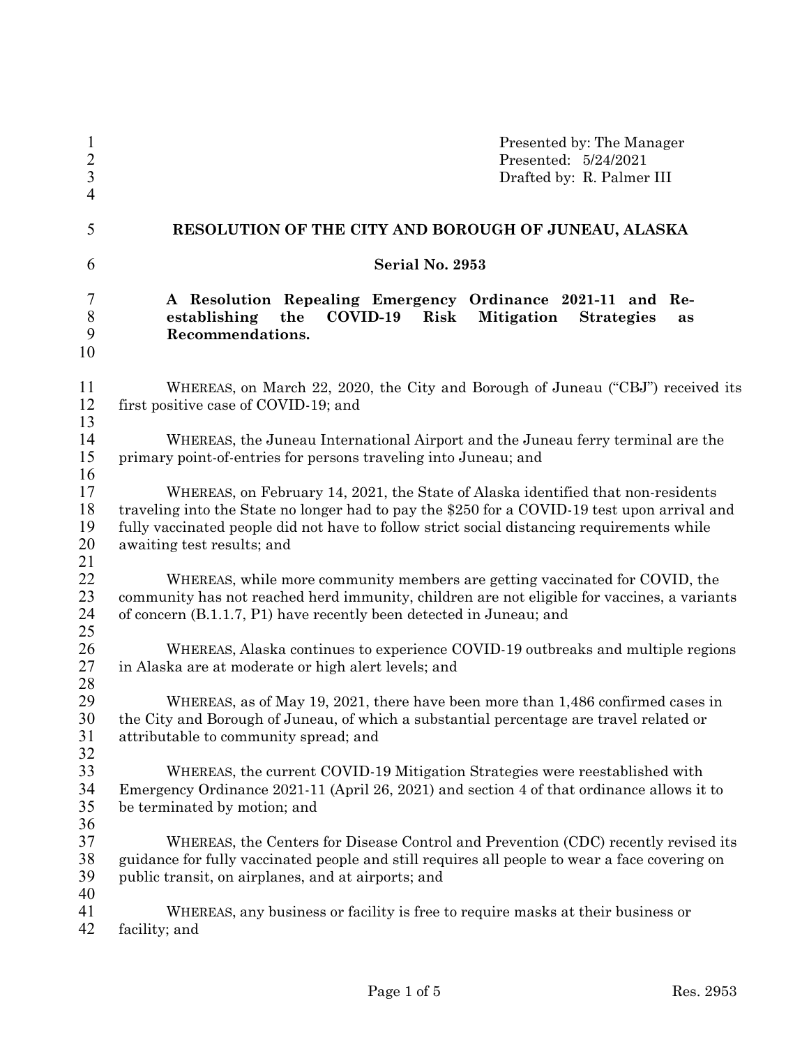Presented by: The Manager
Presented: 5/24/2021
Drafted by: R. Palmer III

# RESOLUTION OF THE CITY AND BOROUGH OF JUNEAU, ALASKA

## Serial No. 2953

**A Resolution Repealing Emergency Ordinance 2021-11 and Re-establishing the COVID-19 Risk Mitigation Strategies as Recommendations.**

WHEREAS, on March 22, 2020, the City and Borough of Juneau ("CBJ") received its first positive case of COVID-19; and

WHEREAS, the Juneau International Airport and the Juneau ferry terminal are the primary point-of-entries for persons traveling into Juneau; and

WHEREAS, on February 14, 2021, the State of Alaska identified that non-residents traveling into the State no longer had to pay the $250 for a COVID-19 test upon arrival and fully vaccinated people did not have to follow strict social distancing requirements while awaiting test results; and

WHEREAS, while more community members are getting vaccinated for COVID, the community has not reached herd immunity, children are not eligible for vaccines, a variants of concern (B.1.1.7, P1) have recently been detected in Juneau; and

WHEREAS, Alaska continues to experience COVID-19 outbreaks and multiple regions in Alaska are at moderate or high alert levels; and

WHEREAS, as of May 19, 2021, there have been more than 1,486 confirmed cases in the City and Borough of Juneau, of which a substantial percentage are travel related or attributable to community spread; and

WHEREAS, the current COVID-19 Mitigation Strategies were reestablished with Emergency Ordinance 2021-11 (April 26, 2021) and section 4 of that ordinance allows it to be terminated by motion; and

WHEREAS, the Centers for Disease Control and Prevention (CDC) recently revised its guidance for fully vaccinated people and still requires all people to wear a face covering on public transit, on airplanes, and at airports; and

WHEREAS, any business or facility is free to require masks at their business or facility; and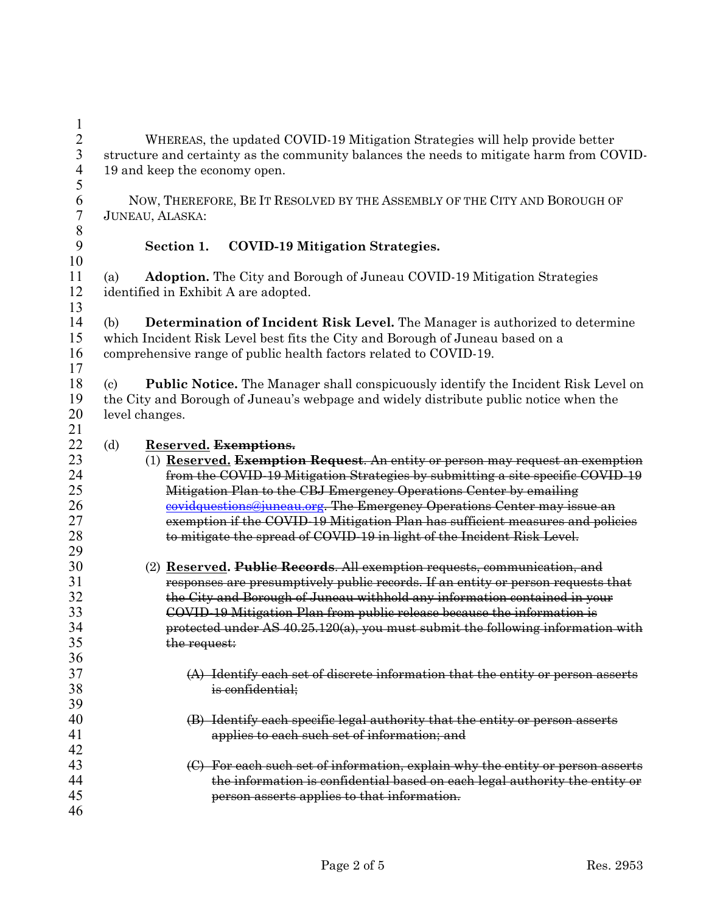WHEREAS, the updated COVID-19 Mitigation Strategies will help provide better structure and certainty as the community balances the needs to mitigate harm from COVID-19 and keep the economy open.

NOW, THEREFORE, BE IT RESOLVED BY THE ASSEMBLY OF THE CITY AND BOROUGH OF JUNEAU, ALASKA:

**Section 1. COVID-19 Mitigation Strategies.**

(a) **Adoption.** The City and Borough of Juneau COVID-19 Mitigation Strategies identified in Exhibit A are adopted.

(b) **Determination of Incident Risk Level.** The Manager is authorized to determine which Incident Risk Level best fits the City and Borough of Juneau based on a comprehensive range of public health factors related to COVID-19.

(c) **Public Notice.** The Manager shall conspicuously identify the Incident Risk Level on the City and Borough of Juneau's webpage and widely distribute public notice when the level changes.

(d) <u>**Reserved.**</u> ~~**Exemptions.**~~

(1) <u>**Reserved.**</u> ~~**Exemption Request**. An entity or person may request an exemption from the COVID-19 Mitigation Strategies by submitting a site specific COVID-19 Mitigation Plan to the CBJ Emergency Operations Center by emailing covidquestions@juneau.org. The Emergency Operations Center may issue an exemption if the COVID-19 Mitigation Plan has sufficient measures and policies to mitigate the spread of COVID-19 in light of the Incident Risk Level.~~

(2) <u>**Reserved.**</u> ~~**Public Records**. All exemption requests, communication, and responses are presumptively public records. If an entity or person requests that the City and Borough of Juneau withhold any information contained in your COVID-19 Mitigation Plan from public release because the information is protected under AS 40.25.120(a), you must submit the following information with the request:~~

~~(A) Identify each set of discrete information that the entity or person asserts is confidential;~~

~~(B) Identify each specific legal authority that the entity or person asserts applies to each such set of information; and~~

~~(C) For each such set of information, explain why the entity or person asserts the information is confidential based on each legal authority the entity or person asserts applies to that information.~~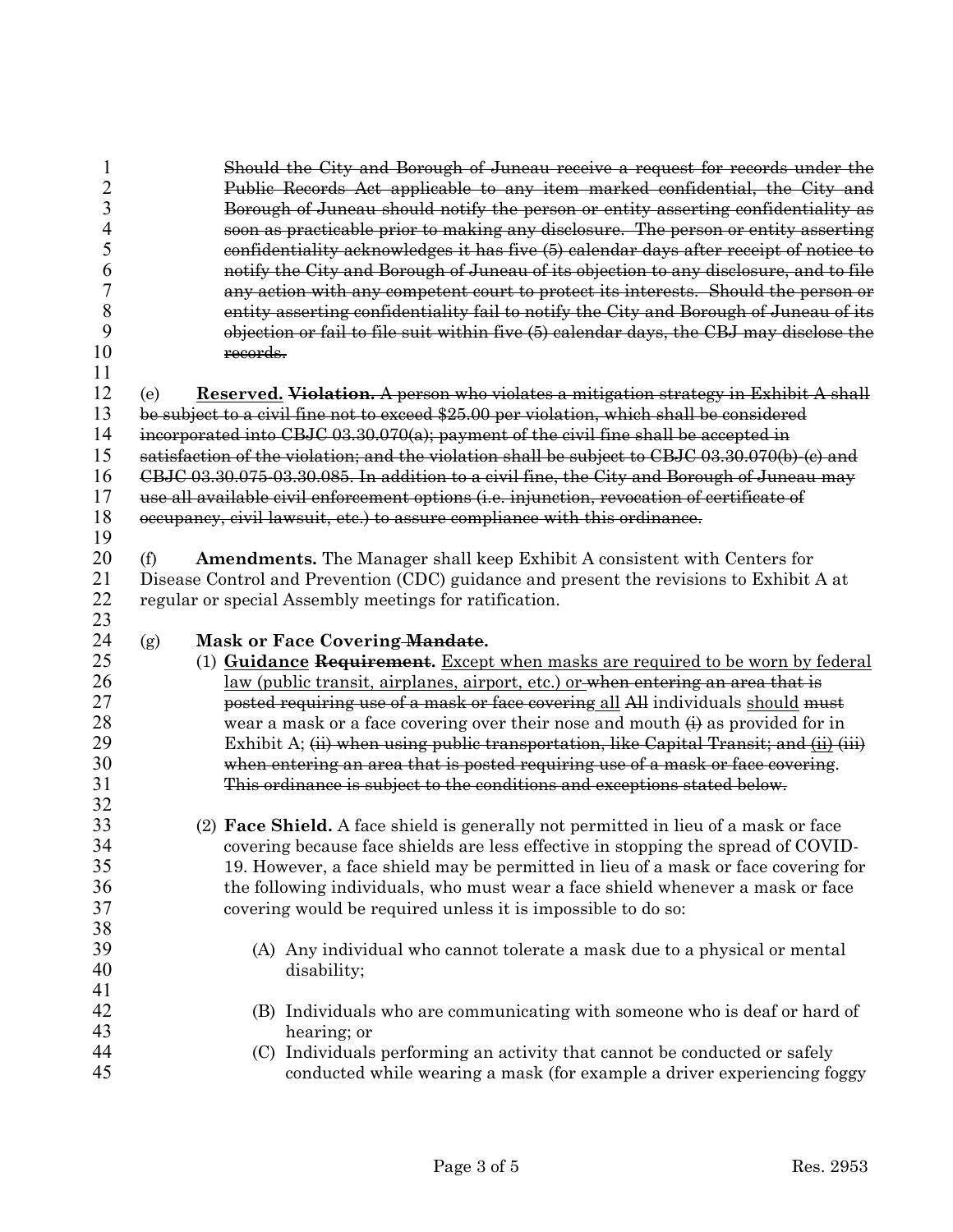~~Should the City and Borough of Juneau receive a request for records under the Public Records Act applicable to any item marked confidential, the City and Borough of Juneau should notify the person or entity asserting confidentiality as soon as practicable prior to making any disclosure. The person or entity asserting confidentiality acknowledges it has five (5) calendar days after receipt of notice to notify the City and Borough of Juneau of its objection to any disclosure, and to file any action with any competent court to protect its interests. Should the person or entity asserting confidentiality fail to notify the City and Borough of Juneau of its objection or fail to file suit within five (5) calendar days, the CBJ may disclose the records.~~

(e) **<u>Reserved.</u>** ~~**Violation.** A person who violates a mitigation strategy in Exhibit A shall be subject to a civil fine not to exceed $25.00 per violation, which shall be considered incorporated into CBJC 03.30.070(a); payment of the civil fine shall be accepted in satisfaction of the violation; and the violation shall be subject to CBJC 03.30.070(b)-(c) and CBJC 03.30.075-03.30.085. In addition to a civil fine, the City and Borough of Juneau may use all available civil enforcement options (i.e. injunction, revocation of certificate of occupancy, civil lawsuit, etc.) to assure compliance with this ordinance.~~

(f) **Amendments.** The Manager shall keep Exhibit A consistent with Centers for Disease Control and Prevention (CDC) guidance and present the revisions to Exhibit A at regular or special Assembly meetings for ratification.

(g) **Mask or Face Covering ~~Mandate~~.**

(1) **<u>Guidance</u>** ~~**Requirement.**~~ <u>Except when masks are required to be worn by federal law (public transit, airplanes, airport, etc.) or</u> ~~when entering an area that is posted requiring use of a mask or face covering~~ <u>all</u> ~~All~~ individuals <u>should</u> ~~must~~ wear a mask or a face covering over their nose and mouth ~~(i)~~ as provided for in Exhibit A; ~~(ii) when using public transportation, like Capital Transit; and~~ <u>~~(ii)~~</u> ~~(iii) when entering an area that is posted requiring use of a mask or face covering~~. ~~This ordinance is subject to the conditions and exceptions stated below.~~

(2) **Face Shield.** A face shield is generally not permitted in lieu of a mask or face covering because face shields are less effective in stopping the spread of COVID-19. However, a face shield may be permitted in lieu of a mask or face covering for the following individuals, who must wear a face shield whenever a mask or face covering would be required unless it is impossible to do so:

(A) Any individual who cannot tolerate a mask due to a physical or mental disability;

(B) Individuals who are communicating with someone who is deaf or hard of hearing; or

(C) Individuals performing an activity that cannot be conducted or safely conducted while wearing a mask (for example a driver experiencing foggy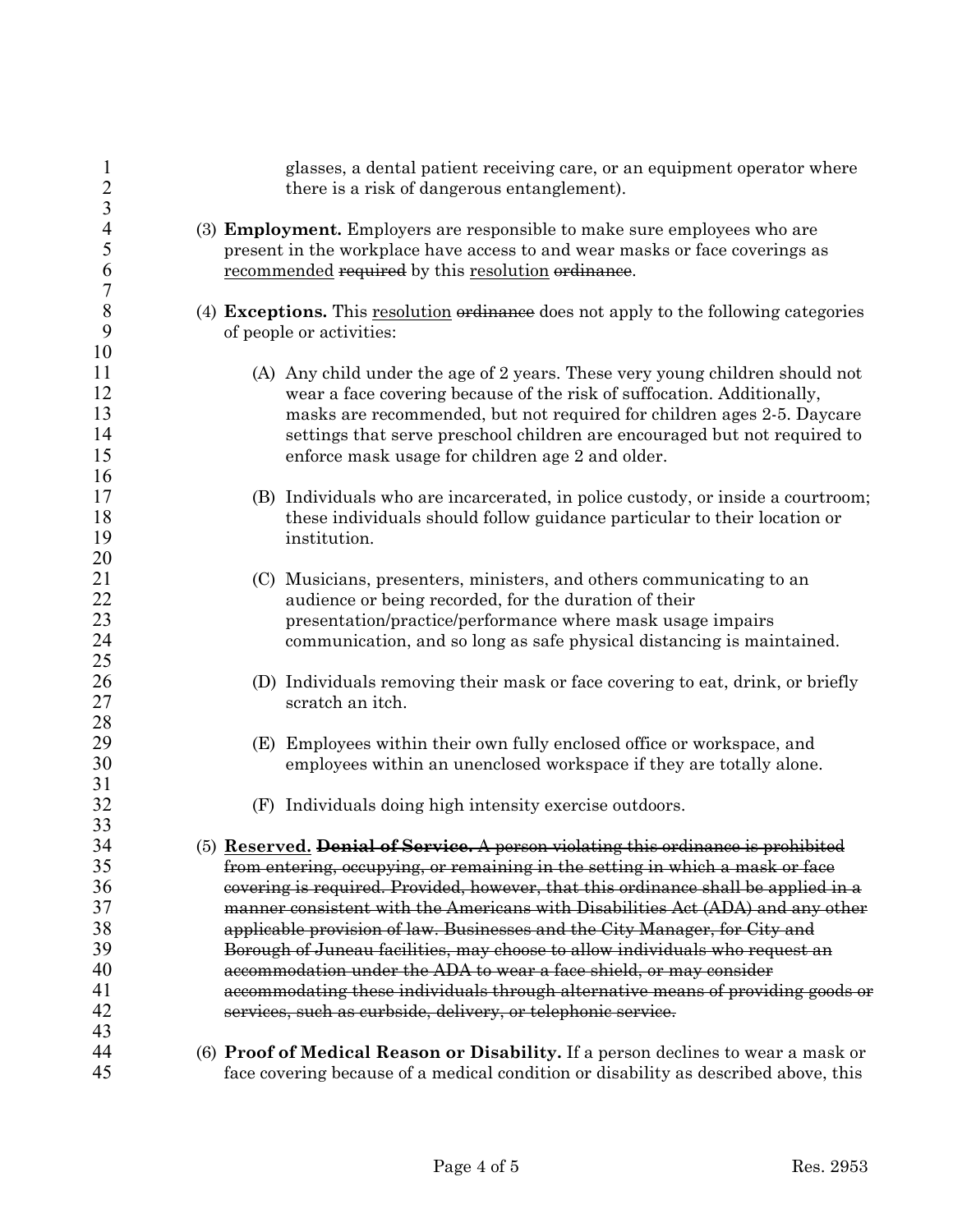glasses, a dental patient receiving care, or an equipment operator where there is a risk of dangerous entanglement).

(3) **Employment.** Employers are responsible to make sure employees who are present in the workplace have access to and wear masks or face coverings as <u>recommended</u> ~~required~~ by this <u>resolution</u> ~~ordinance~~.

(4) **Exceptions.** This <u>resolution</u> ~~ordinance~~ does not apply to the following categories of people or activities:

(A) Any child under the age of 2 years. These very young children should not wear a face covering because of the risk of suffocation. Additionally, masks are recommended, but not required for children ages 2-5. Daycare settings that serve preschool children are encouraged but not required to enforce mask usage for children age 2 and older.

(B) Individuals who are incarcerated, in police custody, or inside a courtroom; these individuals should follow guidance particular to their location or institution.

(C) Musicians, presenters, ministers, and others communicating to an audience or being recorded, for the duration of their presentation/practice/performance where mask usage impairs communication, and so long as safe physical distancing is maintained.

(D) Individuals removing their mask or face covering to eat, drink, or briefly scratch an itch.

(E) Employees within their own fully enclosed office or workspace, and employees within an unenclosed workspace if they are totally alone.

(F) Individuals doing high intensity exercise outdoors.

(5) **<u>Reserved.</u>** ~~**Denial of Service.** A person violating this ordinance is prohibited from entering, occupying, or remaining in the setting in which a mask or face covering is required. Provided, however, that this ordinance shall be applied in a manner consistent with the Americans with Disabilities Act (ADA) and any other applicable provision of law. Businesses and the City Manager, for City and Borough of Juneau facilities, may choose to allow individuals who request an accommodation under the ADA to wear a face shield, or may consider accommodating these individuals through alternative means of providing goods or services, such as curbside, delivery, or telephonic service.~~

(6) **Proof of Medical Reason or Disability.** If a person declines to wear a mask or face covering because of a medical condition or disability as described above, this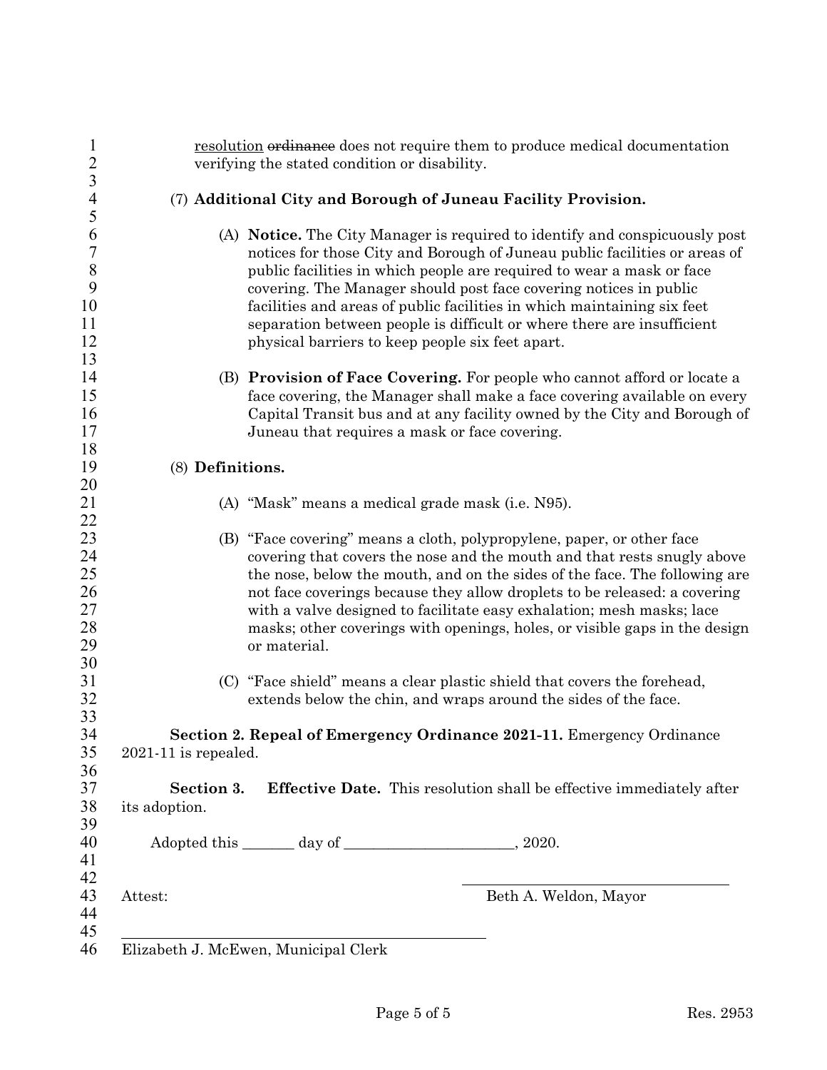resolution ~~ordinance~~ does not require them to produce medical documentation verifying the stated condition or disability.

(7) **Additional City and Borough of Juneau Facility Provision.**

(A) **Notice.** The City Manager is required to identify and conspicuously post notices for those City and Borough of Juneau public facilities or areas of public facilities in which people are required to wear a mask or face covering. The Manager should post face covering notices in public facilities and areas of public facilities in which maintaining six feet separation between people is difficult or where there are insufficient physical barriers to keep people six feet apart.

(B) **Provision of Face Covering.** For people who cannot afford or locate a face covering, the Manager shall make a face covering available on every Capital Transit bus and at any facility owned by the City and Borough of Juneau that requires a mask or face covering.

(8) **Definitions.**

(A) "Mask" means a medical grade mask (i.e. N95).

(B) "Face covering" means a cloth, polypropylene, paper, or other face covering that covers the nose and the mouth and that rests snugly above the nose, below the mouth, and on the sides of the face. The following are not face coverings because they allow droplets to be released: a covering with a valve designed to facilitate easy exhalation; mesh masks; lace masks; other coverings with openings, holes, or visible gaps in the design or material.

(C) "Face shield" means a clear plastic shield that covers the forehead, extends below the chin, and wraps around the sides of the face.

**Section 2. Repeal of Emergency Ordinance 2021-11.** Emergency Ordinance 2021-11 is repealed.

**Section 3. Effective Date.** This resolution shall be effective immediately after its adoption.

Adopted this _______ day of ______________________, 2020.

______________________________
Beth A. Weldon, Mayor

Attest:

______________________________
Elizabeth J. McEwen, Municipal Clerk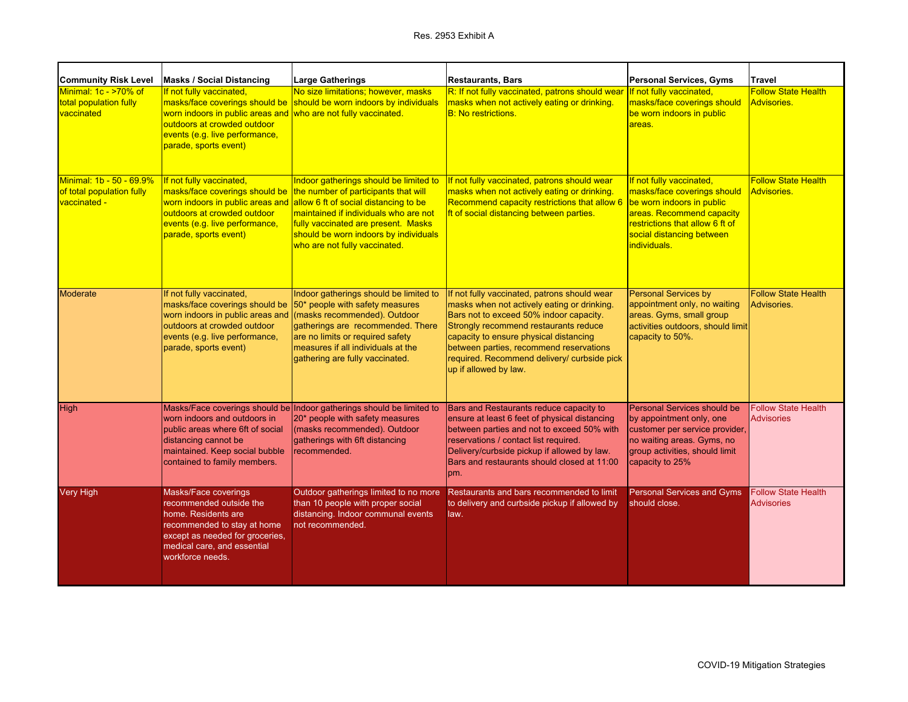Res. 2953 Exhibit A

| Community Risk Level | Masks / Social Distancing | Large Gatherings | Restaurants, Bars | Personal Services, Gyms | Travel |
|---|---|---|---|---|---|
| Minimal: 1c - >70% of total population fully vaccinated | If not fully vaccinated, masks/face coverings should be worn indoors in public areas and outdoors at crowded outdoor events (e.g. live performance, parade, sports event) | No size limitations; however, masks should be worn indoors by individuals who are not fully vaccinated. | R: If not fully vaccinated, patrons should wear masks when not actively eating or drinking.<br>B: No restrictions. | If not fully vaccinated, masks/face coverings should be worn indoors in public areas. | Follow State Health Advisories. |
| Minimal: 1b - 50 - 69.9% of total population fully vaccinated - | If not fully vaccinated, masks/face coverings should be worn indoors in public areas and outdoors at crowded outdoor events (e.g. live performance, parade, sports event) | Indoor gatherings should be limited to the number of participants that will allow 6 ft of social distancing to be maintained if individuals who are not fully vaccinated are present. Masks should be worn indoors by individuals who are not fully vaccinated. | If not fully vaccinated, patrons should wear masks when not actively eating or drinking. Recommend capacity restrictions that allow 6 ft of social distancing between parties. | If not fully vaccinated, masks/face coverings should be worn indoors in public areas. Recommend capacity restrictions that allow 6 ft of social distancing between individuals. | Follow State Health Advisories. |
| Moderate | If not fully vaccinated, masks/face coverings should be worn indoors in public areas and outdoors at crowded outdoor events (e.g. live performance, parade, sports event) | Indoor gatherings should be limited to 50* people with safety measures (masks recommended). Outdoor gatherings are recommended. There are no limits or required safety measures if all individuals at the gathering are fully vaccinated. | If not fully vaccinated, patrons should wear masks when not actively eating or drinking. Bars not to exceed 50% indoor capacity. Strongly recommend restaurants reduce capacity to ensure physical distancing between parties, recommend reservations required. Recommend delivery/ curbside pick up if allowed by law. | Personal Services by appointment only, no waiting areas. Gyms, small group activities outdoors, should limit capacity to 50%. | Follow State Health Advisories. |
| High | Masks/Face coverings should be worn indoors and outdoors in public areas where 6ft of social distancing cannot be maintained. Keep social bubble contained to family members. | Indoor gatherings should be limited to 20* people with safety measures (masks recommended). Outdoor gatherings with 6ft distancing recommended. | Bars and Restaurants reduce capacity to ensure at least 6 feet of physical distancing between parties and not to exceed 50% with reservations / contact list required. Delivery/curbside pickup if allowed by law. Bars and restaurants should closed at 11:00 pm. | Personal Services should be by appointment only, one customer per service provider, no waiting areas. Gyms, no group activities, should limit capacity to 25% | Follow State Health Advisories |
| Very High | Masks/Face coverings recommended outside the home. Residents are recommended to stay at home except as needed for groceries, medical care, and essential workforce needs. | Outdoor gatherings limited to no more than 10 people with proper social distancing. Indoor communal events not recommended. | Restaurants and bars recommended to limit to delivery and curbside pickup if allowed by law. | Personal Services and Gyms should close. | Follow State Health Advisories |

COVID-19 Mitigation Strategies